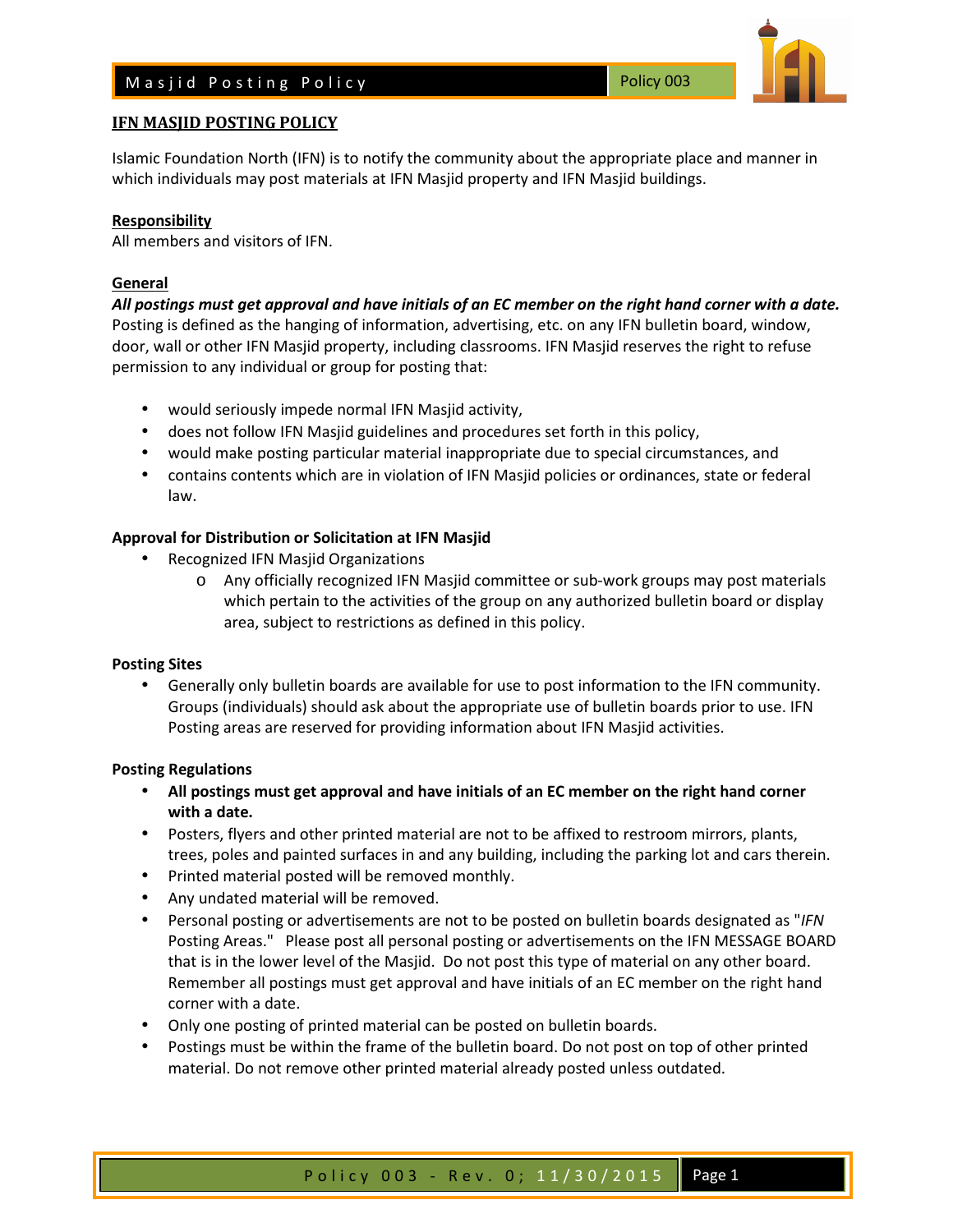# IFN MASJID POSTING POLICY

Islamic Foundation North (IFN) is to notify the community about the appropriate place and manner in which individuals may post materials at IFN Masjid property and IFN Masjid buildings.

## Responsibility

All members and visitors of IFN.

## General

***All postings must get approval and have initials of an EC member on the right hand corner with a date.*** Posting is defined as the hanging of information, advertising, etc. on any IFN bulletin board, window, door, wall or other IFN Masjid property, including classrooms. IFN Masjid reserves the right to refuse permission to any individual or group for posting that:

- would seriously impede normal IFN Masjid activity,
- does not follow IFN Masjid guidelines and procedures set forth in this policy,
- would make posting particular material inappropriate due to special circumstances, and
- contains contents which are in violation of IFN Masjid policies or ordinances, state or federal law.

### Approval for Distribution or Solicitation at IFN Masjid

- Recognized IFN Masjid Organizations
  - Any officially recognized IFN Masjid committee or sub-work groups may post materials which pertain to the activities of the group on any authorized bulletin board or display area, subject to restrictions as defined in this policy.

### Posting Sites

- Generally only bulletin boards are available for use to post information to the IFN community. Groups (individuals) should ask about the appropriate use of bulletin boards prior to use. IFN Posting areas are reserved for providing information about IFN Masjid activities.

### Posting Regulations

- **All postings must get approval and have initials of an EC member on the right hand corner with a date.**
- Posters, flyers and other printed material are not to be affixed to restroom mirrors, plants, trees, poles and painted surfaces in and any building, including the parking lot and cars therein.
- Printed material posted will be removed monthly.
- Any undated material will be removed.
- Personal posting or advertisements are not to be posted on bulletin boards designated as "*IFN* Posting Areas." Please post all personal posting or advertisements on the IFN MESSAGE BOARD that is in the lower level of the Masjid. Do not post this type of material on any other board. Remember all postings must get approval and have initials of an EC member on the right hand corner with a date.
- Only one posting of printed material can be posted on bulletin boards.
- Postings must be within the frame of the bulletin board. Do not post on top of other printed material. Do not remove other printed material already posted unless outdated.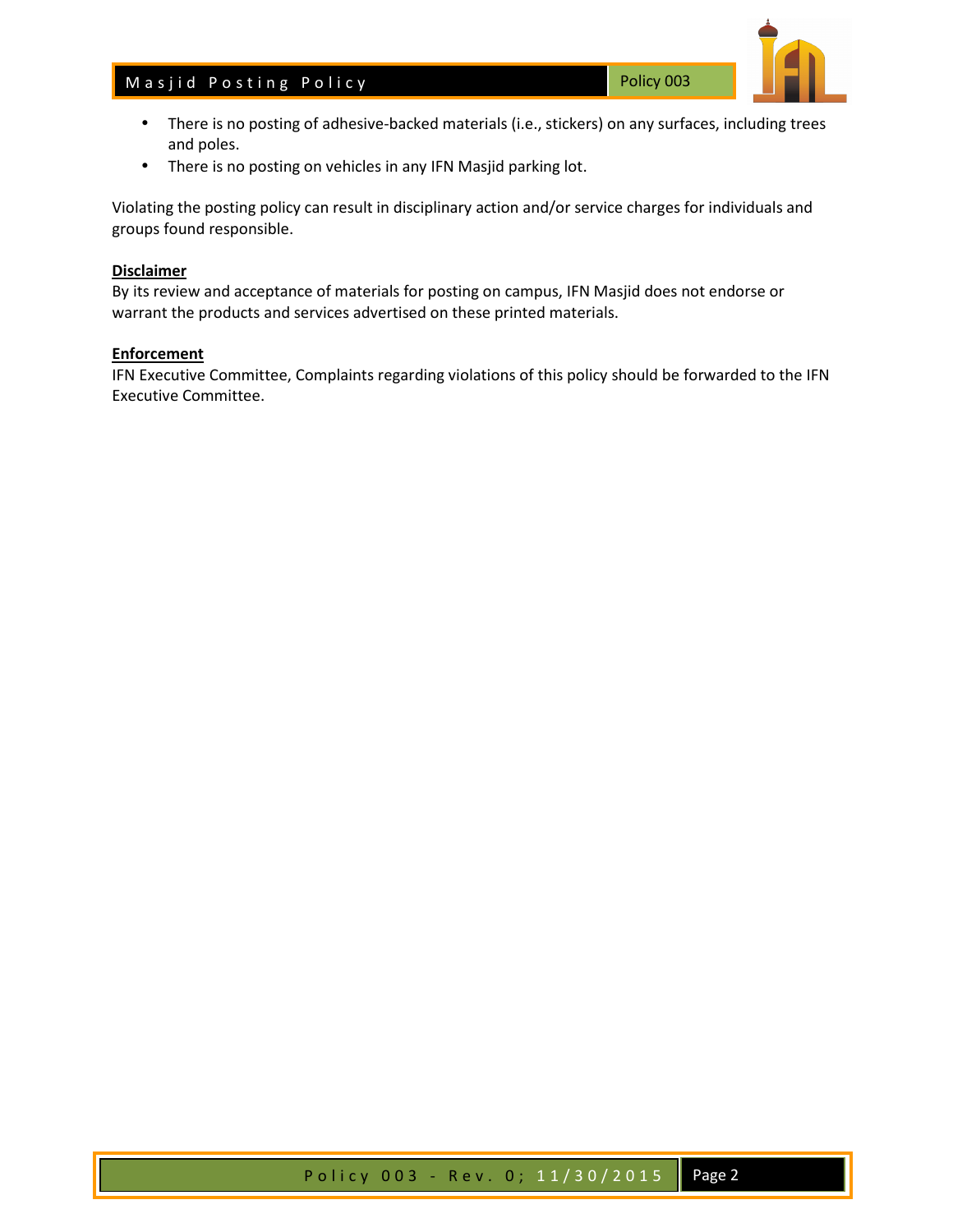- There is no posting of adhesive-backed materials (i.e., stickers) on any surfaces, including trees and poles.
- There is no posting on vehicles in any IFN Masjid parking lot.

Violating the posting policy can result in disciplinary action and/or service charges for individuals and groups found responsible.

**Disclaimer**

By its review and acceptance of materials for posting on campus, IFN Masjid does not endorse or warrant the products and services advertised on these printed materials.

**Enforcement**

IFN Executive Committee, Complaints regarding violations of this policy should be forwarded to the IFN Executive Committee.